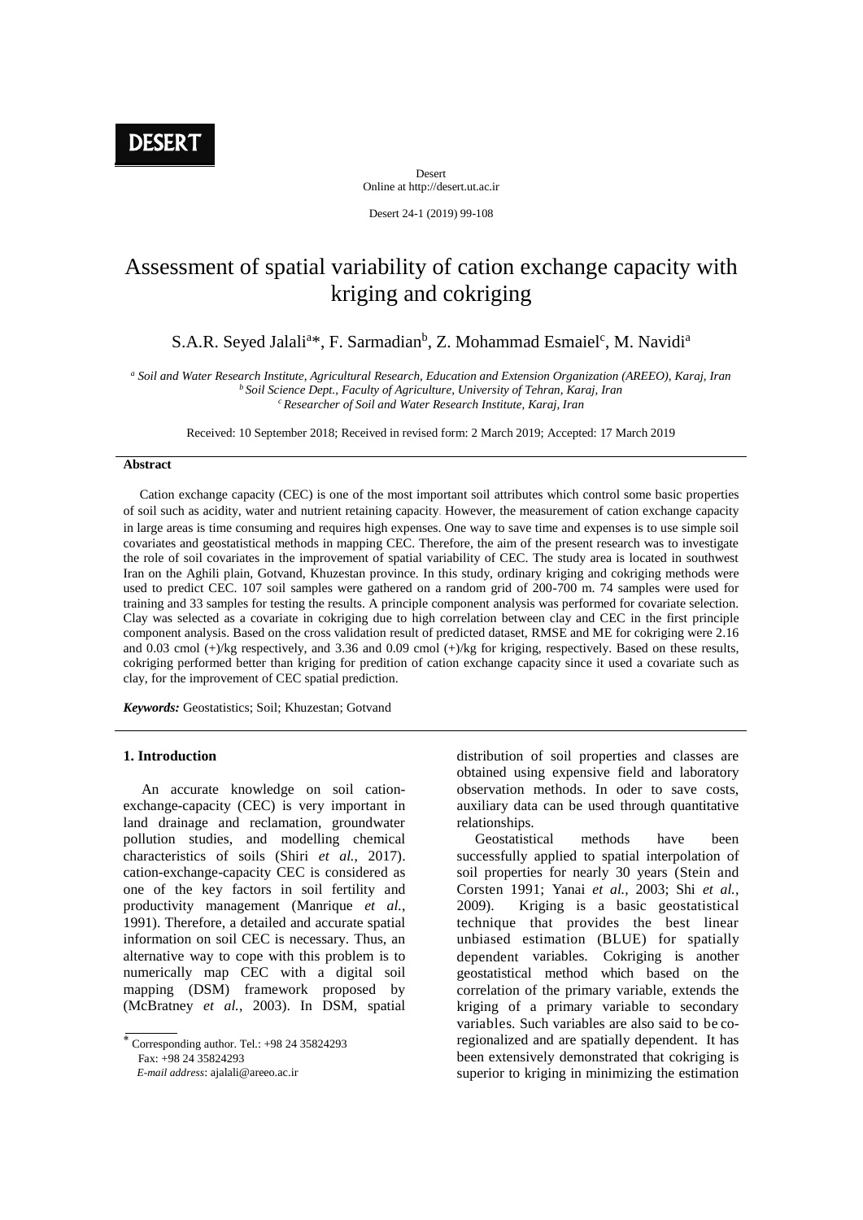DESERT

Desert
Online at http://desert.ut.ac.ir

Desert 24-1 (2019) 99-108

# Assessment of spatial variability of cation exchange capacity with kriging and cokriging

S.A.R. Seyed Jalali[a]*, F. Sarmadian[b], Z. Mohammad Esmaiel[c], M. Navidi[a]

[a] *Soil and Water Research Institute, Agricultural Research, Education and Extension Organization (AREEO), Karaj, Iran*
[b] *Soil Science Dept., Faculty of Agriculture, University of Tehran, Karaj, Iran*
[c] *Researcher of Soil and Water Research Institute, Karaj, Iran*

Received: 10 September 2018; Received in revised form: 2 March 2019; Accepted: 17 March 2019

## Abstract

Cation exchange capacity (CEC) is one of the most important soil attributes which control some basic properties of soil such as acidity, water and nutrient retaining capacity. However, the measurement of cation exchange capacity in large areas is time consuming and requires high expenses. One way to save time and expenses is to use simple soil covariates and geostatistical methods in mapping CEC. Therefore, the aim of the present research was to investigate the role of soil covariates in the improvement of spatial variability of CEC. The study area is located in southwest Iran on the Aghili plain, Gotvand, Khuzestan province. In this study, ordinary kriging and cokriging methods were used to predict CEC. 107 soil samples were gathered on a random grid of 200-700 m. 74 samples were used for training and 33 samples for testing the results. A principle component analysis was performed for covariate selection. Clay was selected as a covariate in cokriging due to high correlation between clay and CEC in the first principle component analysis. Based on the cross validation result of predicted dataset, RMSE and ME for cokriging were 2.16 and 0.03 cmol (+)/kg respectively, and 3.36 and 0.09 cmol (+)/kg for kriging, respectively. Based on these results, cokriging performed better than kriging for predition of cation exchange capacity since it used a covariate such as clay, for the improvement of CEC spatial prediction.

***Keywords:*** Geostatistics; Soil; Khuzestan; Gotvand

## 1. Introduction

An accurate knowledge on soil cation-exchange-capacity (CEC) is very important in land drainage and reclamation, groundwater pollution studies, and modelling chemical characteristics of soils (Shiri *et al.*, 2017). cation-exchange-capacity CEC is considered as one of the key factors in soil fertility and productivity management (Manrique *et al.*, 1991). Therefore, a detailed and accurate spatial information on soil CEC is necessary. Thus, an alternative way to cope with this problem is to numerically map CEC with a digital soil mapping (DSM) framework proposed by (McBratney *et al.*, 2003). In DSM, spatial distribution of soil properties and classes are obtained using expensive field and laboratory observation methods. In oder to save costs, auxiliary data can be used through quantitative relationships.

Geostatistical methods have been successfully applied to spatial interpolation of soil properties for nearly 30 years (Stein and Corsten 1991; Yanai *et al.*, 2003; Shi *et al.*, 2009). Kriging is a basic geostatistical technique that provides the best linear unbiased estimation (BLUE) for spatially dependent variables. Cokriging is another geostatistical method which based on the correlation of the primary variable, extends the kriging of a primary variable to secondary variables. Such variables are also said to be co-regionalized and are spatially dependent. It has been extensively demonstrated that cokriging is superior to kriging in minimizing the estimation

\* Corresponding author. Tel.: +98 24 35824293
Fax: +98 24 35824293
*E-mail address*: ajalali@areeo.ac.ir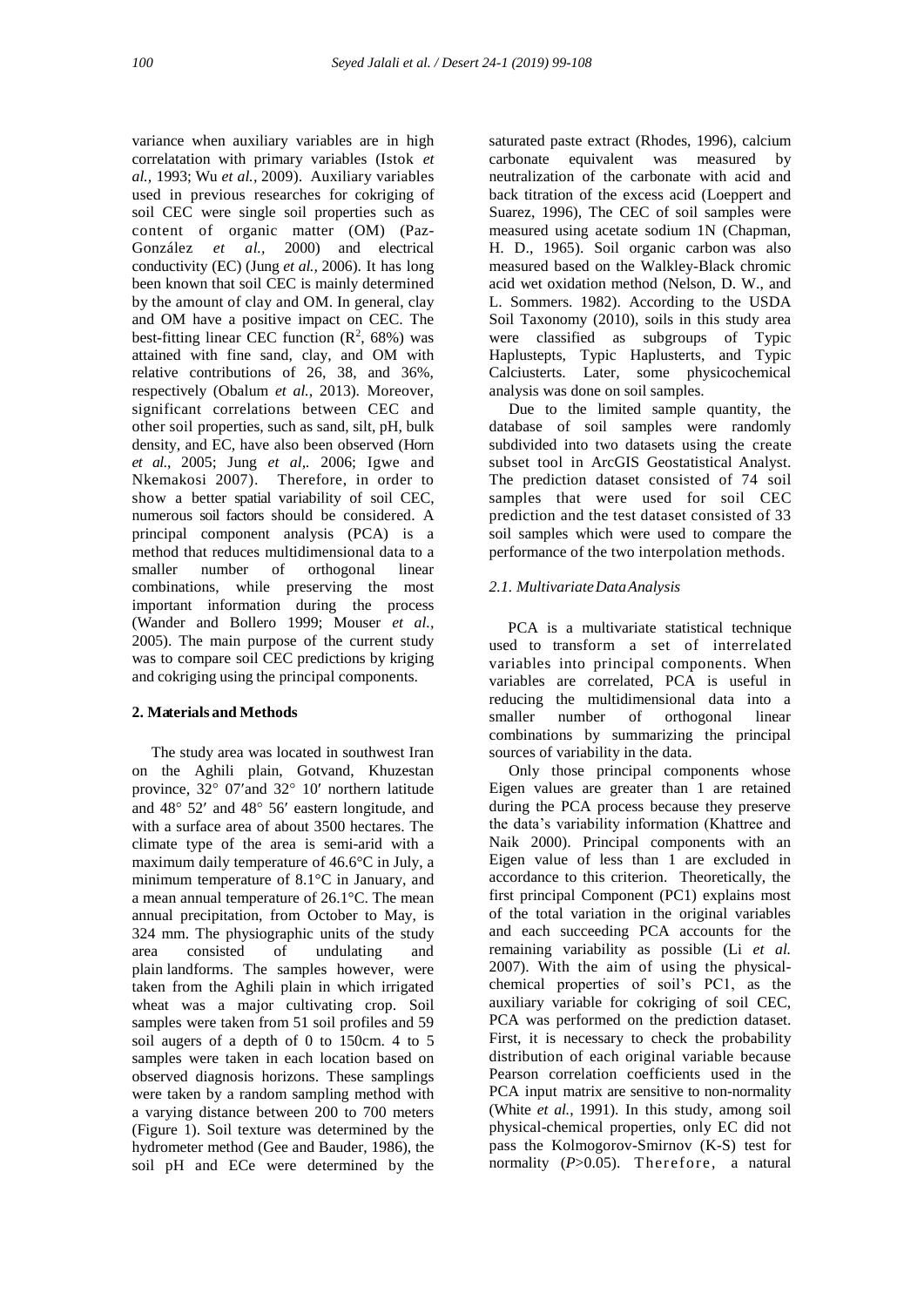variance when auxiliary variables are in high correlatation with primary variables (Istok *et al.*, 1993; Wu *et al.*, 2009). Auxiliary variables used in previous researches for cokriging of soil CEC were single soil properties such as content of organic matter (OM) (Paz-González *et al.*, 2000) and electrical conductivity (EC) (Jung *et al.*, 2006). It has long been known that soil CEC is mainly determined by the amount of clay and OM. In general, clay and OM have a positive impact on CEC. The best-fitting linear CEC function ($R^2$, 68%) was attained with fine sand, clay, and OM with relative contributions of 26, 38, and 36%, respectively (Obalum *et al.*, 2013). Moreover, significant correlations between CEC and other soil properties, such as sand, silt, pH, bulk density, and EC, have also been observed (Horn *et al.*, 2005; Jung *et al*,. 2006; Igwe and Nkemakosi 2007). Therefore, in order to show a better spatial variability of soil CEC, numerous soil factors should be considered. A principal component analysis (PCA) is a method that reduces multidimensional data to a smaller number of orthogonal linear combinations, while preserving the most important information during the process (Wander and Bollero 1999; Mouser *et al.*, 2005). The main purpose of the current study was to compare soil CEC predictions by kriging and cokriging using the principal components.

## 2. Materials and Methods

The study area was located in southwest Iran on the Aghili plain, Gotvand, Khuzestan province, 32° 07′and 32° 10′ northern latitude and 48° 52′ and 48° 56′ eastern longitude, and with a surface area of about 3500 hectares. The climate type of the area is semi-arid with a maximum daily temperature of 46.6°C in July, a minimum temperature of 8.1°C in January, and a mean annual temperature of 26.1°C. The mean annual precipitation, from October to May, is 324 mm. The physiographic units of the study area consisted of undulating and plain landforms. The samples however, were taken from the Aghili plain in which irrigated wheat was a major cultivating crop. Soil samples were taken from 51 soil profiles and 59 soil augers of a depth of 0 to 150cm. 4 to 5 samples were taken in each location based on observed diagnosis horizons. These samplings were taken by a random sampling method with a varying distance between 200 to 700 meters (Figure 1). Soil texture was determined by the hydrometer method (Gee and Bauder, 1986), the soil pH and ECe were determined by the saturated paste extract (Rhodes, 1996), calcium carbonate equivalent was measured by neutralization of the carbonate with acid and back titration of the excess acid (Loeppert and Suarez, 1996), The CEC of soil samples were measured using acetate sodium 1N (Chapman, H. D., 1965). Soil organic carbon was also measured based on the Walkley-Black chromic acid wet oxidation method (Nelson, D. W., and L. Sommers. 1982). According to the USDA Soil Taxonomy (2010), soils in this study area were classified as subgroups of Typic Haplustepts, Typic Haplusterts, and Typic Calciusterts. Later, some physicochemical analysis was done on soil samples.

Due to the limited sample quantity, the database of soil samples were randomly subdivided into two datasets using the create subset tool in ArcGIS Geostatistical Analyst. The prediction dataset consisted of 74 soil samples that were used for soil CEC prediction and the test dataset consisted of 33 soil samples which were used to compare the performance of the two interpolation methods.

### *2.1. Multivariate Data Analysis*

PCA is a multivariate statistical technique used to transform a set of interrelated variables into principal components. When variables are correlated, PCA is useful in reducing the multidimensional data into a smaller number of orthogonal linear combinations by summarizing the principal sources of variability in the data.

Only those principal components whose Eigen values are greater than 1 are retained during the PCA process because they preserve the data's variability information (Khattree and Naik 2000). Principal components with an Eigen value of less than 1 are excluded in accordance to this criterion. Theoretically, the first principal Component (PC1) explains most of the total variation in the original variables and each succeeding PCA accounts for the remaining variability as possible (Li *et al.* 2007). With the aim of using the physical-chemical properties of soil's PC1, as the auxiliary variable for cokriging of soil CEC, PCA was performed on the prediction dataset. First, it is necessary to check the probability distribution of each original variable because Pearson correlation coefficients used in the PCA input matrix are sensitive to non-normality (White *et al.*, 1991). In this study, among soil physical-chemical properties, only EC did not pass the Kolmogorov-Smirnov (K-S) test for normality ($P$>0.05). Therefore, a natural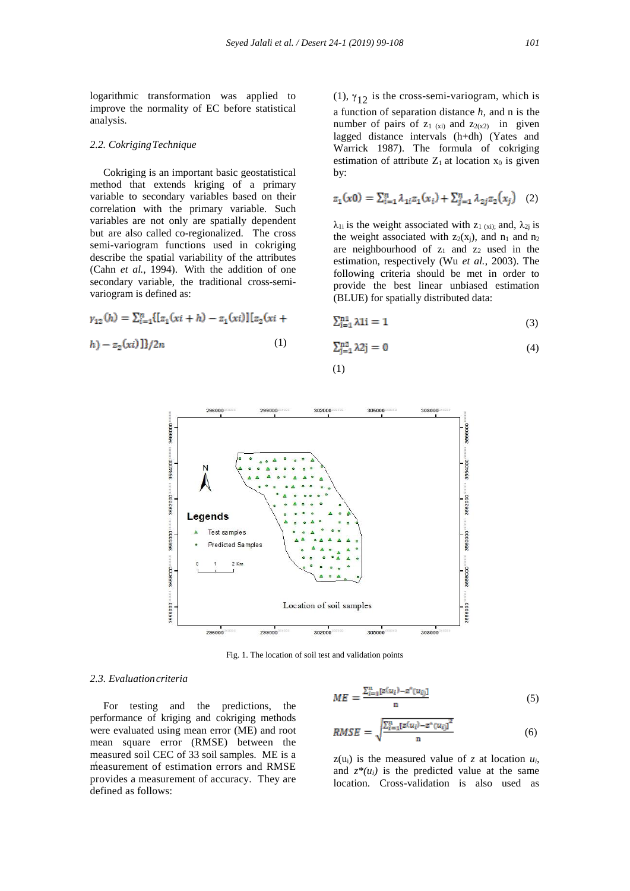logarithmic transformation was applied to improve the normality of EC before statistical analysis.

### 2.2. Cokriging Technique

Cokriging is an important basic geostatistical method that extends kriging of a primary variable to secondary variables based on their correlation with the primary variable. Such variables are not only are spatially dependent but are also called co-regionalized. The cross semi-variogram functions used in cokriging describe the spatial variability of the attributes (Cahn *et al.*, 1994). With the addition of one secondary variable, the traditional cross-semi-variogram is defined as:

$$\gamma_{12}(h) = \sum_{i=1}^{n}\{[z_1(xi+h) - z_1(xi)][z_2(xi+h) - z_2(xi)]\}/2n \quad (1)$$

(1), $\gamma_{12}$ is the cross-semi-variogram, which is a function of separation distance *h*, and n is the number of pairs of $z_{1\ (xi)}$ and $z_{2(x2)}$ in given lagged distance intervals (h+dh) (Yates and Warrick 1987). The formula of cokriging estimation of attribute $Z_1$ at location $x_0$ is given by:

$$z_1(x0) = \sum_{i=1}^{n}\lambda_{1i}z_1(x_i) + \sum_{j=1}^{n}\lambda_{2j}z_2(x_j) \quad (2)$$

$\lambda_{1i}$ is the weight associated with $z_{1\ (xi)}$; and, $\lambda_{2j}$ is the weight associated with $z_2(x_j)$, and $n_1$ and $n_2$ are neighbourhood of $z_1$ and $z_2$ used in the estimation, respectively (Wu *et al.*, 2003). The following criteria should be met in order to provide the best linear unbiased estimation (BLUE) for spatially distributed data:

$$\sum_{i=1}^{n1}\lambda 1i = 1 \quad (3)$$

$$\sum_{j=1}^{n2}\lambda 2j = 0 \quad (4)$$

(1)

Fig. 1. The location of soil test and validation points

### 2.3. Evaluation criteria

For testing and the predictions, the performance of kriging and cokriging methods were evaluated using mean error (ME) and root mean square error (RMSE) between the measured soil CEC of 33 soil samples. ME is a measurement of estimation errors and RMSE provides a measurement of accuracy. They are defined as follows:

$$ME = \frac{\sum_{i=1}^{n}[z(u_i) - z^*(u_i)]}{n} \quad (5)$$

$$RMSE = \sqrt{\frac{\sum_{i=1}^{n}[z(u_i) - z^*(u_i)]^2}{n}} \quad (6)$$

$z(u_i)$ is the measured value of *z* at location $u_i$, and $z^*(u_i)$ is the predicted value at the same location. Cross-validation is also used as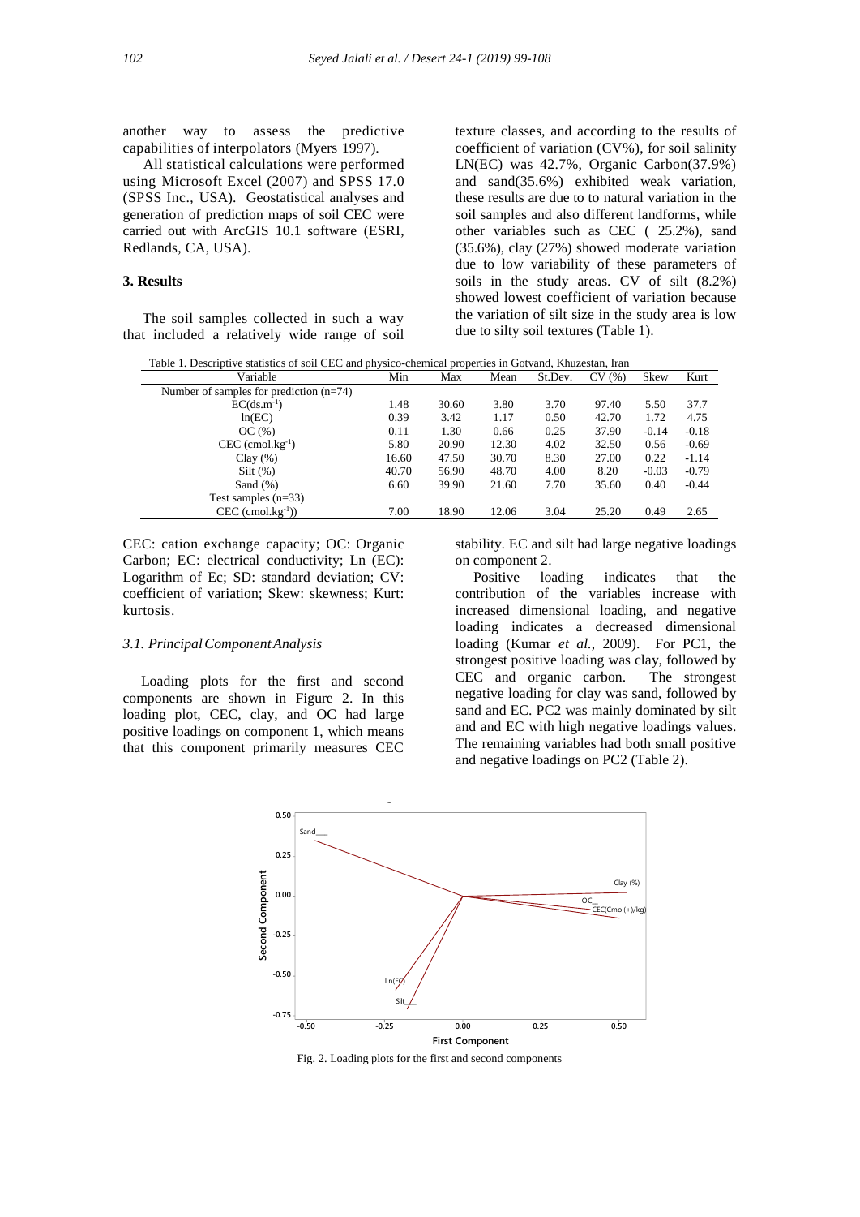another way to assess the predictive capabilities of interpolators (Myers 1997).

All statistical calculations were performed using Microsoft Excel (2007) and SPSS 17.0 (SPSS Inc., USA). Geostatistical analyses and generation of prediction maps of soil CEC were carried out with ArcGIS 10.1 software (ESRI, Redlands, CA, USA).

## 3. Results

The soil samples collected in such a way that included a relatively wide range of soil texture classes, and according to the results of coefficient of variation (CV%), for soil salinity LN(EC) was 42.7%, Organic Carbon(37.9%) and sand(35.6%) exhibited weak variation, these results are due to to natural variation in the soil samples and also different landforms, while other variables such as CEC ( 25.2%), sand (35.6%), clay (27%) showed moderate variation due to low variability of these parameters of soils in the study areas. CV of silt (8.2%) showed lowest coefficient of variation because the variation of silt size in the study area is low due to silty soil textures (Table 1).

Table 1. Descriptive statistics of soil CEC and physico-chemical properties in Gotvand, Khuzestan, Iran

| Variable | Min | Max | Mean | St.Dev. | CV (%) | Skew | Kurt |
|---|---|---|---|---|---|---|---|
| Number of samples for prediction (n=74) | | | | | | | |
| EC($ds.m^{-1}$) | 1.48 | 30.60 | 3.80 | 3.70 | 97.40 | 5.50 | 37.7 |
| ln(EC) | 0.39 | 3.42 | 1.17 | 0.50 | 42.70 | 1.72 | 4.75 |
| OC (%) | 0.11 | 1.30 | 0.66 | 0.25 | 37.90 | -0.14 | -0.18 |
| CEC ($cmol.kg^{-1}$) | 5.80 | 20.90 | 12.30 | 4.02 | 32.50 | 0.56 | -0.69 |
| Clay (%) | 16.60 | 47.50 | 30.70 | 8.30 | 27.00 | 0.22 | -1.14 |
| Silt (%) | 40.70 | 56.90 | 48.70 | 4.00 | 8.20 | -0.03 | -0.79 |
| Sand (%) | 6.60 | 39.90 | 21.60 | 7.70 | 35.60 | 0.40 | -0.44 |
| Test samples (n=33) | | | | | | | |
| CEC ($cmol.kg^{-1}$)) | 7.00 | 18.90 | 12.06 | 3.04 | 25.20 | 0.49 | 2.65 |

CEC: cation exchange capacity; OC: Organic Carbon; EC: electrical conductivity; Ln (EC): Logarithm of Ec; SD: standard deviation; CV: coefficient of variation; Skew: skewness; Kurt: kurtosis.

### *3.1. Principal Component Analysis*

Loading plots for the first and second components are shown in Figure 2. In this loading plot, CEC, clay, and OC had large positive loadings on component 1, which means that this component primarily measures CEC stability. EC and silt had large negative loadings on component 2.

Positive loading indicates that the contribution of the variables increase with increased dimensional loading, and negative loading indicates a decreased dimensional loading (Kumar *et al.*, 2009). For PC1, the strongest positive loading was clay, followed by CEC and organic carbon. The strongest negative loading for clay was sand, followed by sand and EC. PC2 was mainly dominated by silt and and EC with high negative loadings values. The remaining variables had both small positive and negative loadings on PC2 (Table 2).

Fig. 2. Loading plots for the first and second components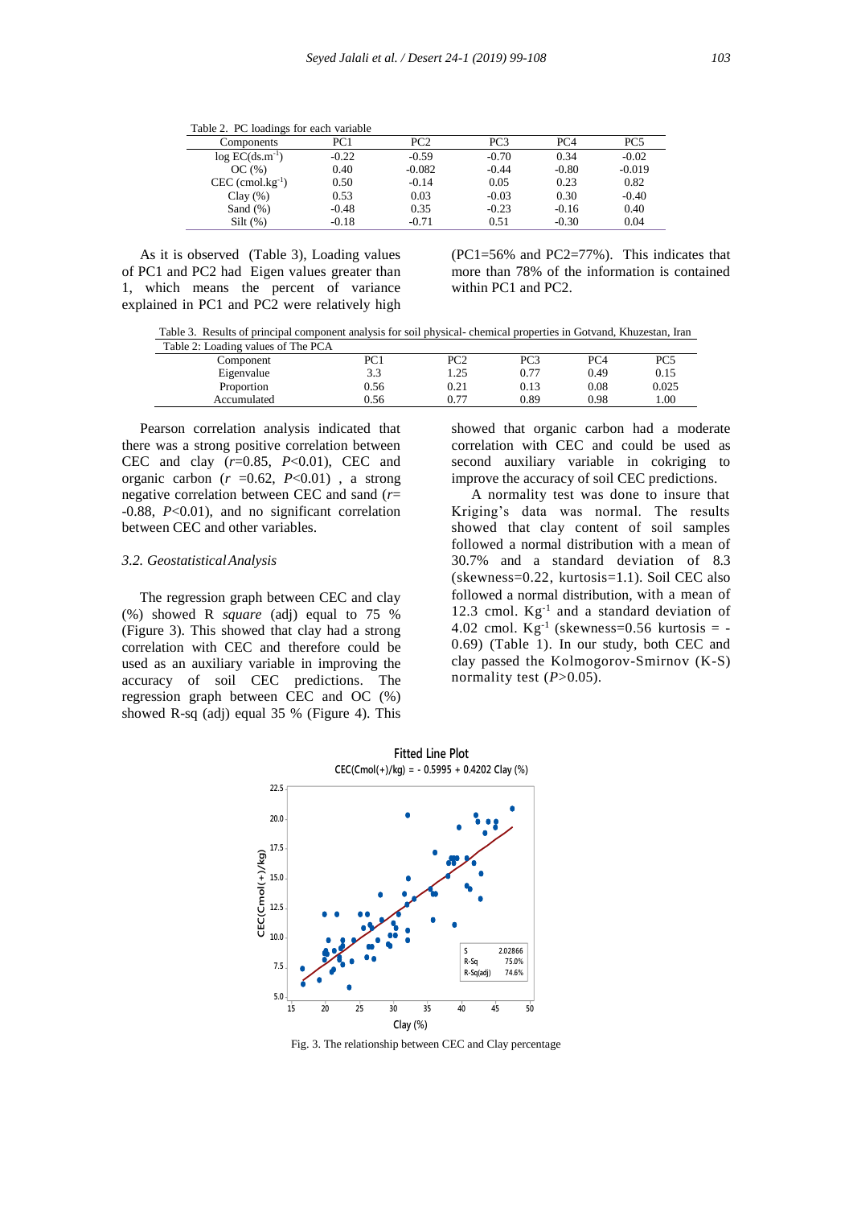Table 2. PC loadings for each variable

| Components | PC1 | PC2 | PC3 | PC4 | PC5 |
|---|---|---|---|---|---|
| log EC($ds.m^{-1}$) | -0.22 | -0.59 | -0.70 | 0.34 | -0.02 |
| OC (%) | 0.40 | -0.082 | -0.44 | -0.80 | -0.019 |
| CEC ($cmol.kg^{-1}$) | 0.50 | -0.14 | 0.05 | 0.23 | 0.82 |
| Clay (%) | 0.53 | 0.03 | -0.03 | 0.30 | -0.40 |
| Sand (%) | -0.48 | 0.35 | -0.23 | -0.16 | 0.40 |
| Silt (%) | -0.18 | -0.71 | 0.51 | -0.30 | 0.04 |

As it is observed (Table 3), Loading values of PC1 and PC2 had Eigen values greater than 1, which means the percent of variance explained in PC1 and PC2 were relatively high (PC1=56% and PC2=77%). This indicates that more than 78% of the information is contained within PC1 and PC2.

Table 3. Results of principal component analysis for soil physical- chemical properties in Gotvand, Khuzestan, Iran

Table 2: Loading values of The PCA

| Component | PC1 | PC2 | PC3 | PC4 | PC5 |
|---|---|---|---|---|---|
| Eigenvalue | 3.3 | 1.25 | 0.77 | 0.49 | 0.15 |
| Proportion | 0.56 | 0.21 | 0.13 | 0.08 | 0.025 |
| Accumulated | 0.56 | 0.77 | 0.89 | 0.98 | 1.00 |

Pearson correlation analysis indicated that there was a strong positive correlation between CEC and clay ($r$=0.85, $P$<0.01), CEC and organic carbon ($r$ =0.62, $P$<0.01) , a strong negative correlation between CEC and sand ($r$= -0.88, $P$<0.01), and no significant correlation between CEC and other variables.

### 3.2. Geostatistical Analysis

The regression graph between CEC and clay (%) showed R *square* (adj) equal to 75 % (Figure 3). This showed that clay had a strong correlation with CEC and therefore could be used as an auxiliary variable in improving the accuracy of soil CEC predictions. The regression graph between CEC and OC (%) showed R-sq (adj) equal 35 % (Figure 4). This showed that organic carbon had a moderate correlation with CEC and could be used as second auxiliary variable in cokriging to improve the accuracy of soil CEC predictions.

A normality test was done to insure that Kriging's data was normal. The results showed that clay content of soil samples followed a normal distribution with a mean of 30.7% and a standard deviation of 8.3 (skewness=0.22, kurtosis=1.1). Soil CEC also followed a normal distribution, with a mean of 12.3 cmol. $Kg^{-1}$ and a standard deviation of 4.02 cmol. $Kg^{-1}$ (skewness=0.56 kurtosis = -0.69) (Table 1). In our study, both CEC and clay passed the Kolmogorov-Smirnov (K-S) normality test ($P$>0.05).

Fitted Line Plot
CEC(Cmol(+)/kg) = - 0.5995 + 0.4202 Clay (%)

S 2.02866
R-Sq 75.0%
R-Sq(adj) 74.6%

Fig. 3. The relationship between CEC and Clay percentage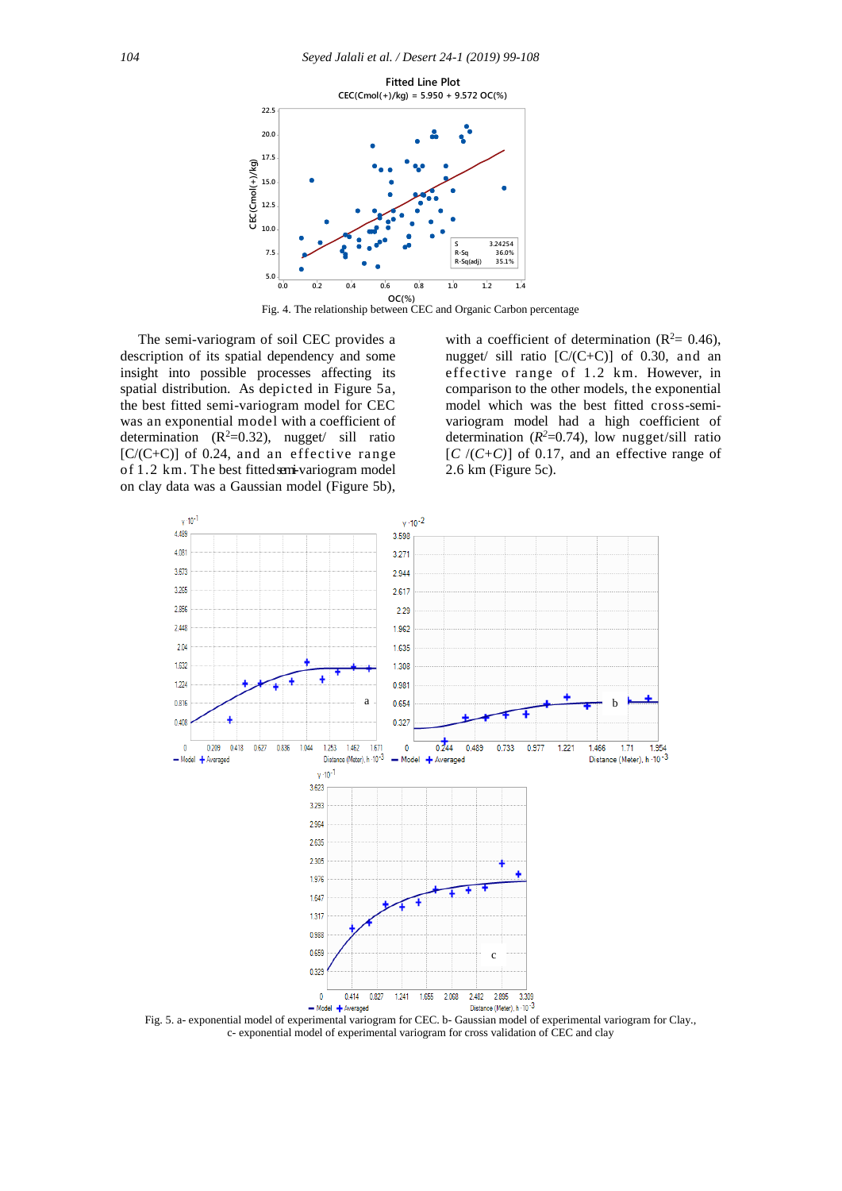Fitted Line Plot

CEC(Cmol(+)/kg) = 5.950 + 9.572 OC(%)

Fig. 4. The relationship between CEC and Organic Carbon percentage

The semi-variogram of soil CEC provides a description of its spatial dependency and some insight into possible processes affecting its spatial distribution. As depicted in Figure 5a, the best fitted semi-variogram model for CEC was an exponential model with a coefficient of determination ($R^2$=0.32), nugget/ sill ratio [C/(C+C)] of 0.24, and an effective range of 1.2 km. The best fitted semi-variogram model on clay data was a Gaussian model (Figure 5b), with a coefficient of determination ($R^2$= 0.46), nugget/ sill ratio [C/(C+C)] of 0.30, and an effective range of 1.2 km. However, in comparison to the other models, the exponential model which was the best fitted cross-semi-variogram model had a high coefficient of determination ($R^2$=0.74), low nugget/sill ratio [$C$ /($C$+$C$)] of 0.17, and an effective range of 2.6 km (Figure 5c).

Fig. 5. a- exponential model of experimental variogram for CEC. b- Gaussian model of experimental variogram for Clay., c- exponential model of experimental variogram for cross validation of CEC and clay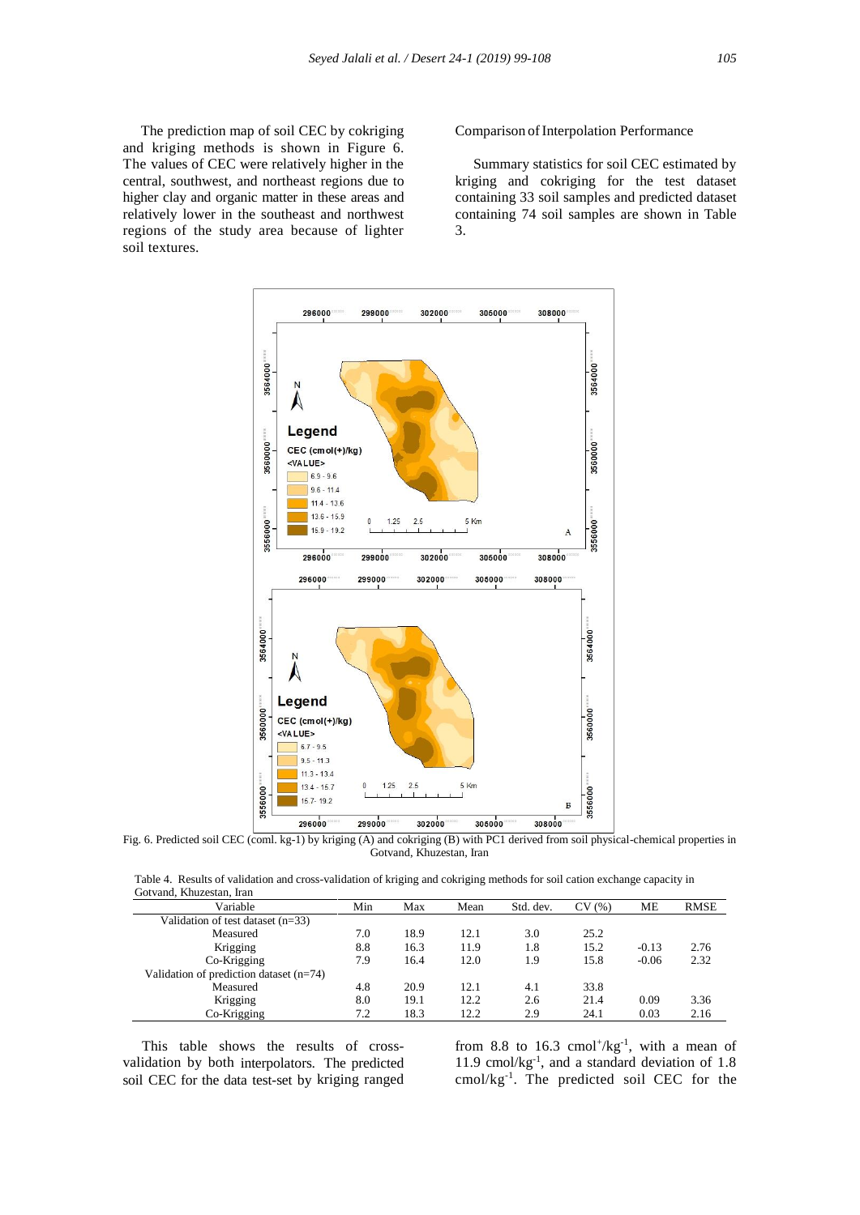The prediction map of soil CEC by cokriging and kriging methods is shown in Figure 6. The values of CEC were relatively higher in the central, southwest, and northeast regions due to higher clay and organic matter in these areas and relatively lower in the southeast and northwest regions of the study area because of lighter soil textures.

Comparison of Interpolation Performance

Summary statistics for soil CEC estimated by kriging and cokriging for the test dataset containing 33 soil samples and predicted dataset containing 74 soil samples are shown in Table 3.

Fig. 6. Predicted soil CEC (coml. kg-1) by kriging (A) and cokriging (B) with PC1 derived from soil physical-chemical properties in Gotvand, Khuzestan, Iran

Table 4. Results of validation and cross-validation of kriging and cokriging methods for soil cation exchange capacity in Gotvand, Khuzestan, Iran

| Variable | Min | Max | Mean | Std. dev. | CV (%) | ME | RMSE |
|---|---|---|---|---|---|---|---|
| Validation of test dataset (n=33) | | | | | | | |
| Measured | 7.0 | 18.9 | 12.1 | 3.0 | 25.2 | | |
| Krigging | 8.8 | 16.3 | 11.9 | 1.8 | 15.2 | -0.13 | 2.76 |
| Co-Krigging | 7.9 | 16.4 | 12.0 | 1.9 | 15.8 | -0.06 | 2.32 |
| Validation of prediction dataset (n=74) | | | | | | | |
| Measured | 4.8 | 20.9 | 12.1 | 4.1 | 33.8 | | |
| Krigging | 8.0 | 19.1 | 12.2 | 2.6 | 21.4 | 0.09 | 3.36 |
| Co-Krigging | 7.2 | 18.3 | 12.2 | 2.9 | 24.1 | 0.03 | 2.16 |

This table shows the results of cross-validation by both interpolators. The predicted soil CEC for the data test-set by kriging ranged from 8.8 to 16.3 $cmol^{+}/kg^{-1}$, with a mean of 11.9 $cmol/kg^{-1}$, and a standard deviation of 1.8 $cmol/kg^{-1}$. The predicted soil CEC for the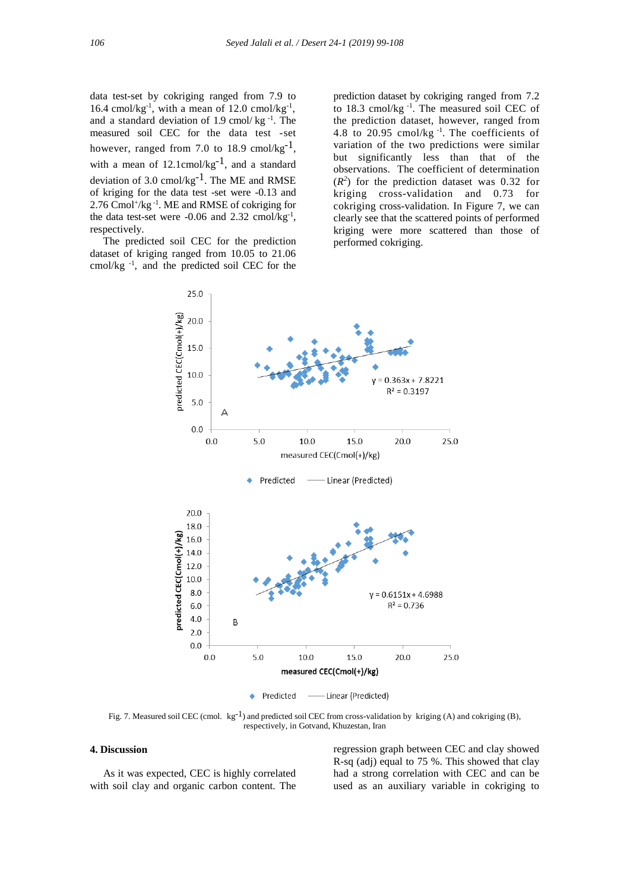data test-set by cokriging ranged from 7.9 to 16.4 cmol/kg$^{-1}$, with a mean of 12.0 cmol/kg$^{-1}$, and a standard deviation of 1.9 cmol/ kg $^{-1}$. The measured soil CEC for the data test -set however, ranged from 7.0 to 18.9 cmol/kg$^{-1}$, with a mean of 12.1cmol/kg$^{-1}$, and a standard deviation of 3.0 cmol/kg$^{-1}$. The ME and RMSE of kriging for the data test -set were -0.13 and 2.76 Cmol$^{+}$/kg$^{-1}$. ME and RMSE of cokriging for the data test-set were -0.06 and 2.32 cmol/kg$^{-1}$, respectively.

The predicted soil CEC for the prediction dataset of kriging ranged from 10.05 to 21.06 cmol/kg $^{-1}$, and the predicted soil CEC for the prediction dataset by cokriging ranged from 7.2 to 18.3 cmol/kg $^{-1}$. The measured soil CEC of the prediction dataset, however, ranged from 4.8 to 20.95 cmol/kg $^{-1}$. The coefficients of variation of the two predictions were similar but significantly less than that of the observations. The coefficient of determination ($R^2$) for the prediction dataset was 0.32 for kriging cross-validation and 0.73 for cokriging cross-validation. In Figure 7, we can clearly see that the scattered points of performed kriging were more scattered than those of performed cokriging.

Fig. 7. Measured soil CEC (cmol. kg$^{-1}$) and predicted soil CEC from cross-validation by kriging (A) and cokriging (B), respectively, in Gotvand, Khuzestan, Iran

## 4. Discussion

As it was expected, CEC is highly correlated with soil clay and organic carbon content. The regression graph between CEC and clay showed R-sq (adj) equal to 75 %. This showed that clay had a strong correlation with CEC and can be used as an auxiliary variable in cokriging to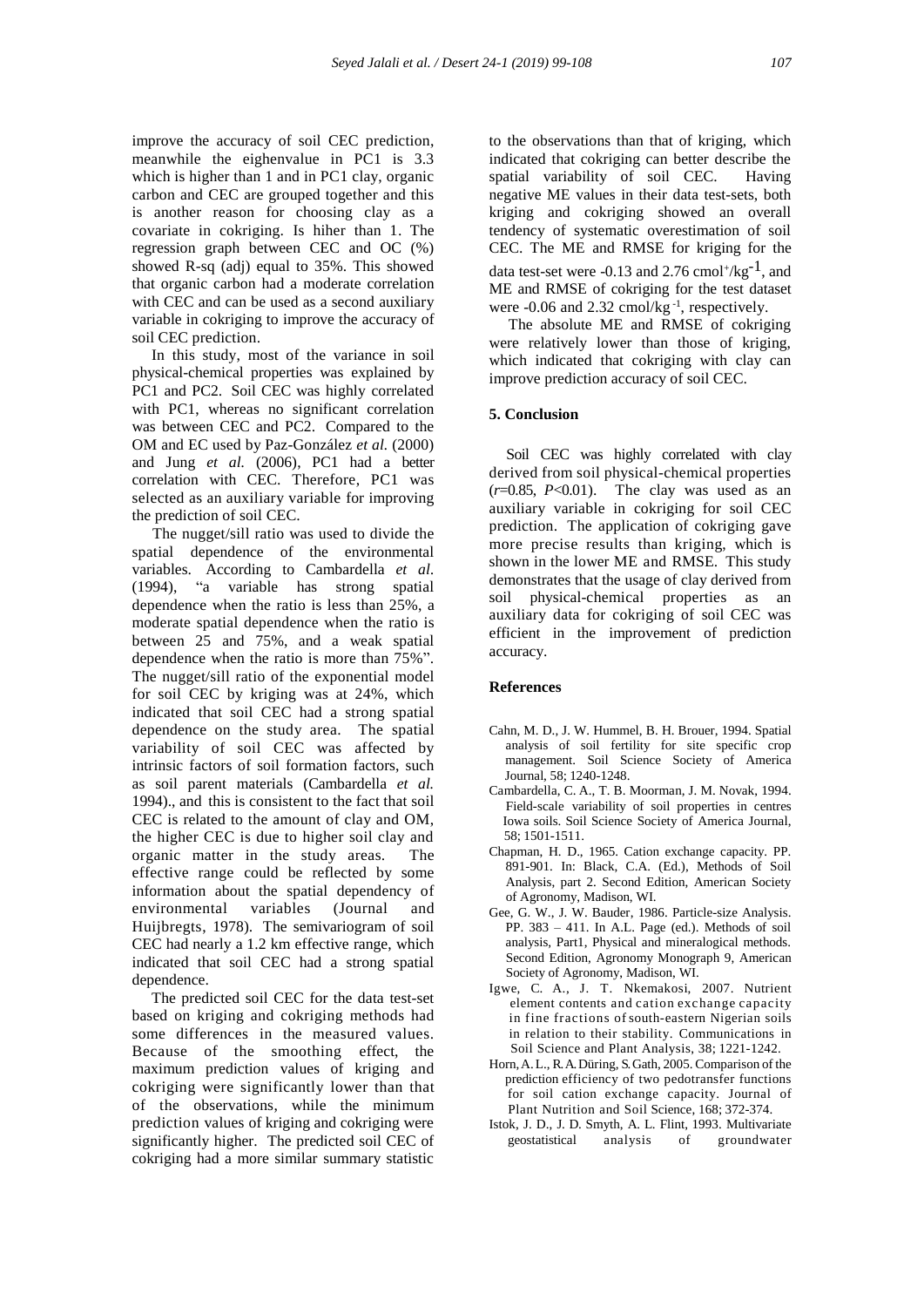improve the accuracy of soil CEC prediction, meanwhile the eighenvalue in PC1 is 3.3 which is higher than 1 and in PC1 clay, organic carbon and CEC are grouped together and this is another reason for choosing clay as a covariate in cokriging. Is hiher than 1. The regression graph between CEC and OC (%) showed R-sq (adj) equal to 35%. This showed that organic carbon had a moderate correlation with CEC and can be used as a second auxiliary variable in cokriging to improve the accuracy of soil CEC prediction.

In this study, most of the variance in soil physical-chemical properties was explained by PC1 and PC2. Soil CEC was highly correlated with PC1, whereas no significant correlation was between CEC and PC2. Compared to the OM and EC used by Paz-González *et al.* (2000) and Jung *et al.* (2006), PC1 had a better correlation with CEC. Therefore, PC1 was selected as an auxiliary variable for improving the prediction of soil CEC.

The nugget/sill ratio was used to divide the spatial dependence of the environmental variables. According to Cambardella *et al.* (1994), "a variable has strong spatial dependence when the ratio is less than 25%, a moderate spatial dependence when the ratio is between 25 and 75%, and a weak spatial dependence when the ratio is more than 75%". The nugget/sill ratio of the exponential model for soil CEC by kriging was at 24%, which indicated that soil CEC had a strong spatial dependence on the study area. The spatial variability of soil CEC was affected by intrinsic factors of soil formation factors, such as soil parent materials (Cambardella *et al.* 1994)., and this is consistent to the fact that soil CEC is related to the amount of clay and OM, the higher CEC is due to higher soil clay and organic matter in the study areas. The effective range could be reflected by some information about the spatial dependency of environmental variables (Journal and Huijbregts, 1978). The semivariogram of soil CEC had nearly a 1.2 km effective range, which indicated that soil CEC had a strong spatial dependence.

The predicted soil CEC for the data test-set based on kriging and cokriging methods had some differences in the measured values. Because of the smoothing effect, the maximum prediction values of kriging and cokriging were significantly lower than that of the observations, while the minimum prediction values of kriging and cokriging were significantly higher. The predicted soil CEC of cokriging had a more similar summary statistic to the observations than that of kriging, which indicated that cokriging can better describe the spatial variability of soil CEC. Having negative ME values in their data test-sets, both kriging and cokriging showed an overall tendency of systematic overestimation of soil CEC. The ME and RMSE for kriging for the data test-set were -0.13 and 2.76 $cmol^{+}/kg^{-1}$, and ME and RMSE of cokriging for the test dataset were -0.06 and 2.32 $cmol/kg^{-1}$, respectively.

The absolute ME and RMSE of cokriging were relatively lower than those of kriging, which indicated that cokriging with clay can improve prediction accuracy of soil CEC.

## 5. Conclusion

Soil CEC was highly correlated with clay derived from soil physical-chemical properties ($r$=0.85, $P$<0.01). The clay was used as an auxiliary variable in cokriging for soil CEC prediction. The application of cokriging gave more precise results than kriging, which is shown in the lower ME and RMSE. This study demonstrates that the usage of clay derived from soil physical-chemical properties as an auxiliary data for cokriging of soil CEC was efficient in the improvement of prediction accuracy.

## References

Cahn, M. D., J. W. Hummel, B. H. Brouer, 1994. Spatial analysis of soil fertility for site specific crop management. Soil Science Society of America Journal, 58; 1240-1248.

Cambardella, C. A., T. B. Moorman, J. M. Novak, 1994. Field-scale variability of soil properties in centres Iowa soils. Soil Science Society of America Journal, 58; 1501-1511.

Chapman, H. D., 1965. Cation exchange capacity. PP. 891-901. In: Black, C.A. (Ed.), Methods of Soil Analysis, part 2. Second Edition, American Society of Agronomy, Madison, WI.

Gee, G. W., J. W. Bauder, 1986. Particle-size Analysis. PP. 383 – 411. In A.L. Page (ed.). Methods of soil analysis, Part1, Physical and mineralogical methods. Second Edition, Agronomy Monograph 9, American Society of Agronomy, Madison, WI.

Igwe, C. A., J. T. Nkemakosi, 2007. Nutrient element contents and cation exchange capacity in fine fractions of south-eastern Nigerian soils in relation to their stability. Communications in Soil Science and Plant Analysis, 38; 1221-1242.

Horn, A. L., R. A. Düring, S. Gath, 2005. Comparison of the prediction efficiency of two pedotransfer functions for soil cation exchange capacity. Journal of Plant Nutrition and Soil Science, 168; 372-374.

Istok, J. D., J. D. Smyth, A. L. Flint, 1993. Multivariate geostatistical analysis of groundwater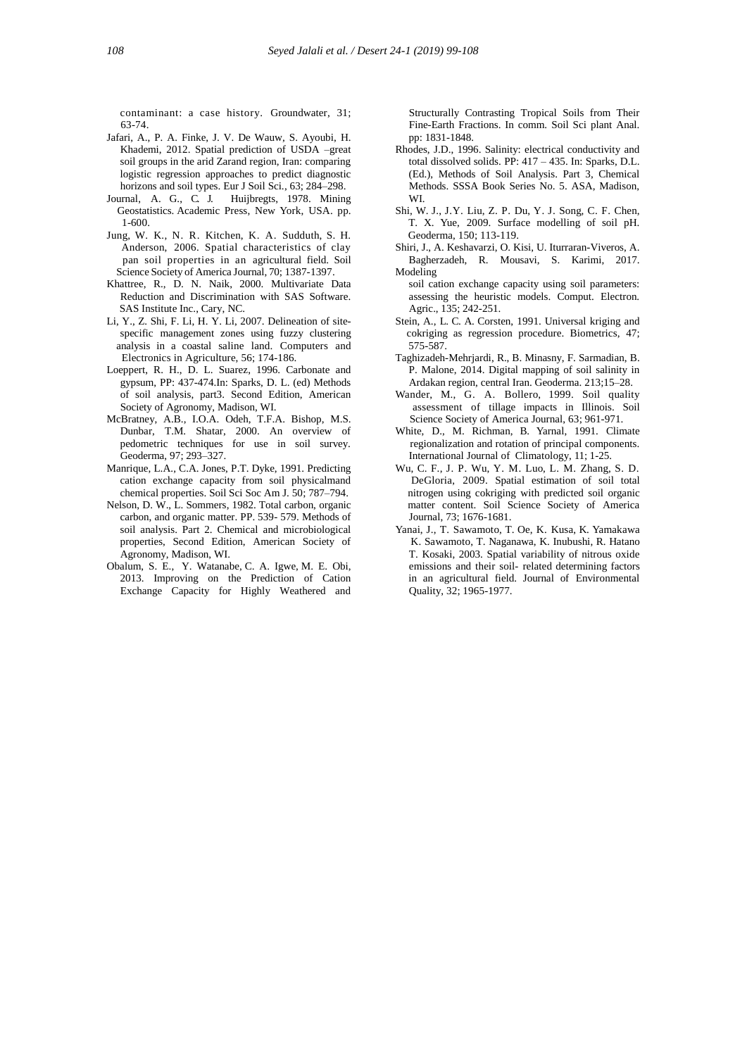contaminant: a case history. Groundwater, 31; 63-74.

Jafari, A., P. A. Finke, J. V. De Wauw, S. Ayoubi, H. Khademi, 2012. Spatial prediction of USDA –great soil groups in the arid Zarand region, Iran: comparing logistic regression approaches to predict diagnostic horizons and soil types. Eur J Soil Sci., 63; 284–298.

Journal, A. G., C. J. Huijbregts, 1978. Mining Geostatistics. Academic Press, New York, USA. pp. 1-600.

Jung, W. K., N. R. Kitchen, K. A. Sudduth, S. H. Anderson, 2006. Spatial characteristics of clay pan soil properties in an agricultural field. Soil Science Society of America Journal, 70; 1387-1397.

Khattree, R., D. N. Naik, 2000. Multivariate Data Reduction and Discrimination with SAS Software. SAS Institute Inc., Cary, NC.

Li, Y., Z. Shi, F. Li, H. Y. Li, 2007. Delineation of site-specific management zones using fuzzy clustering analysis in a coastal saline land. Computers and Electronics in Agriculture, 56; 174-186.

Loeppert, R. H., D. L. Suarez, 1996. Carbonate and gypsum, PP: 437-474.In: Sparks, D. L. (ed) Methods of soil analysis, part3. Second Edition, American Society of Agronomy, Madison, WI.

McBratney, A.B., I.O.A. Odeh, T.F.A. Bishop, M.S. Dunbar, T.M. Shatar, 2000. An overview of pedometric techniques for use in soil survey. Geoderma, 97; 293–327.

Manrique, L.A., C.A. Jones, P.T. Dyke, 1991. Predicting cation exchange capacity from soil physicalmand chemical properties. Soil Sci Soc Am J. 50; 787–794.

Nelson, D. W., L. Sommers, 1982. Total carbon, organic carbon, and organic matter. PP. 539- 579. Methods of soil analysis. Part 2. Chemical and microbiological properties, Second Edition, American Society of Agronomy, Madison, WI.

Obalum, S. E., Y. Watanabe, C. A. Igwe, M. E. Obi, 2013. Improving on the Prediction of Cation Exchange Capacity for Highly Weathered and Structurally Contrasting Tropical Soils from Their Fine-Earth Fractions. In comm. Soil Sci plant Anal. pp: 1831-1848.

Rhodes, J.D., 1996. Salinity: electrical conductivity and total dissolved solids. PP: 417 – 435. In: Sparks, D.L. (Ed.), Methods of Soil Analysis. Part 3, Chemical Methods. SSSA Book Series No. 5. ASA, Madison, WI.

Shi, W. J., J.Y. Liu, Z. P. Du, Y. J. Song, C. F. Chen, T. X. Yue, 2009. Surface modelling of soil pH. Geoderma, 150; 113-119.

Shiri, J., A. Keshavarzi, O. Kisi, U. Iturraran-Viveros, A. Bagherzadeh, R. Mousavi, S. Karimi, 2017. Modeling soil cation exchange capacity using soil parameters: assessing the heuristic models. Comput. Electron. Agric., 135; 242-251.

Stein, A., L. C. A. Corsten, 1991. Universal kriging and cokriging as regression procedure. Biometrics, 47; 575-587.

Taghizadeh-Mehrjardi, R., B. Minasny, F. Sarmadian, B. P. Malone, 2014. Digital mapping of soil salinity in Ardakan region, central Iran. Geoderma. 213;15–28.

Wander, M., G. A. Bollero, 1999. Soil quality assessment of tillage impacts in Illinois. Soil Science Society of America Journal, 63; 961-971.

White, D., M. Richman, B. Yarnal, 1991. Climate regionalization and rotation of principal components. International Journal of Climatology, 11; 1-25.

Wu, C. F., J. P. Wu, Y. M. Luo, L. M. Zhang, S. D. DeGloria, 2009. Spatial estimation of soil total nitrogen using cokriging with predicted soil organic matter content. Soil Science Society of America Journal, 73; 1676-1681.

Yanai, J., T. Sawamoto, T. Oe, K. Kusa, K. Yamakawa K. Sawamoto, T. Naganawa, K. Inubushi, R. Hatano T. Kosaki, 2003. Spatial variability of nitrous oxide emissions and their soil- related determining factors in an agricultural field. Journal of Environmental Quality, 32; 1965-1977.